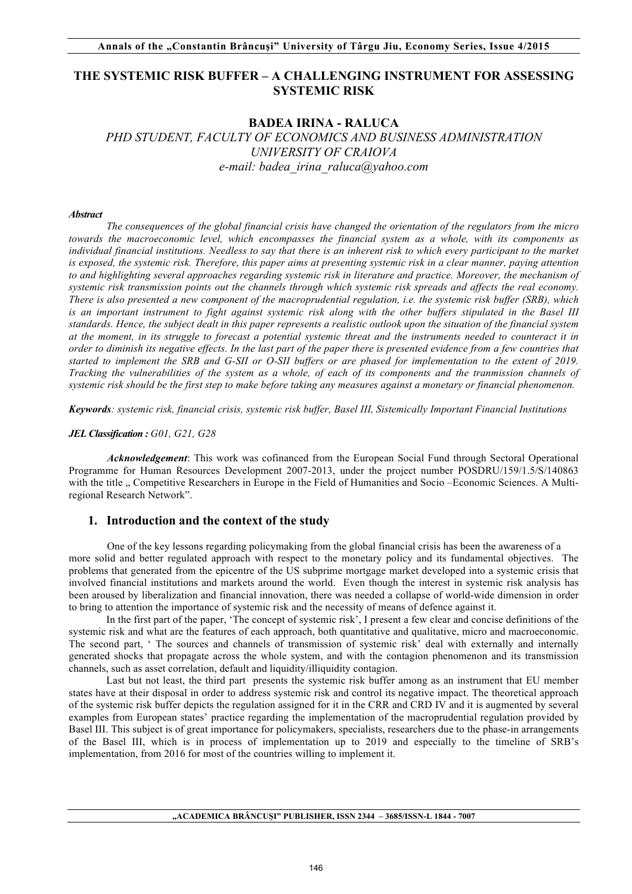# THE SYSTEMIC RISK BUFFER – A CHALLENGING INSTRUMENT FOR ASSESSING SYSTEMIC RISK

**BADEA IRINA - RALUCA**

*PHD STUDENT, FACULTY OF ECONOMICS AND BUSINESS ADMINISTRATION*
*UNIVERSITY OF CRAIOVA*
*e-mail: badea_irina_raluca@yahoo.com*

***Abstract***

*The consequences of the global financial crisis have changed the orientation of the regulators from the micro towards the macroeconomic level, which encompasses the financial system as a whole, with its components as individual financial institutions. Needless to say that there is an inherent risk to which every participant to the market is exposed, the systemic risk. Therefore, this paper aims at presenting systemic risk in a clear manner, paying attention to and highlighting several approaches regarding systemic risk in literature and practice. Moreover, the mechanism of systemic risk transmission points out the channels through which systemic risk spreads and affects the real economy. There is also presented a new component of the macroprudential regulation, i.e. the systemic risk buffer (SRB), which is an important instrument to fight against systemic risk along with the other buffers stipulated in the Basel III standards. Hence, the subject dealt in this paper represents a realistic outlook upon the situation of the financial system at the moment, in its struggle to forecast a potential systemic threat and the instruments needed to counteract it in order to diminish its negative effects. In the last part of the paper there is presented evidence from a few countries that started to implement the SRB and G-SII or O-SII buffers or are phased for implementation to the extent of 2019. Tracking the vulnerabilities of the system as a whole, of each of its components and the tranmission channels of systemic risk should be the first step to make before taking any measures against a monetary or financial phenomenon.*

***Keywords****: systemic risk, financial crisis, systemic risk buffer, Basel III, Sistemically Important Financial Institutions*

***JEL Classification :*** *G01, G21, G28*

***Acknowledgement***: This work was cofinanced from the European Social Fund through Sectoral Operational Programme for Human Resources Development 2007-2013, under the project number POSDRU/159/1.5/S/140863 with the title „ Competitive Researchers in Europe in the Field of Humanities and Socio –Economic Sciences. A Multi-regional Research Network".

## 1. Introduction and the context of the study

One of the key lessons regarding policymaking from the global financial crisis has been the awareness of a more solid and better regulated approach with respect to the monetary policy and its fundamental objectives. The problems that generated from the epicentre of the US subprime mortgage market developed into a systemic crisis that involved financial institutions and markets around the world. Even though the interest in systemic risk analysis has been aroused by liberalization and financial innovation, there was needed a collapse of world-wide dimension in order to bring to attention the importance of systemic risk and the necessity of means of defence against it.

In the first part of the paper, 'The concept of systemic risk', I present a few clear and concise definitions of the systemic risk and what are the features of each approach, both quantitative and qualitative, micro and macroeconomic. The second part, ' The sources and channels of transmission of systemic risk' deal with externally and internally generated shocks that propagate across the whole system, and with the contagion phenomenon and its transmission channels, such as asset correlation, default and liquidity/illiquidity contagion.

Last but not least, the third part presents the systemic risk buffer among as an instrument that EU member states have at their disposal in order to address systemic risk and control its negative impact. The theoretical approach of the systemic risk buffer depicts the regulation assigned for it in the CRR and CRD IV and it is augmented by several examples from European states' practice regarding the implementation of the macroprudential regulation provided by Basel III. This subject is of great importance for policymakers, specialists, researchers due to the phase-in arrangements of the Basel III, which is in process of implementation up to 2019 and especially to the timeline of SRB's implementation, from 2016 for most of the countries willing to implement it.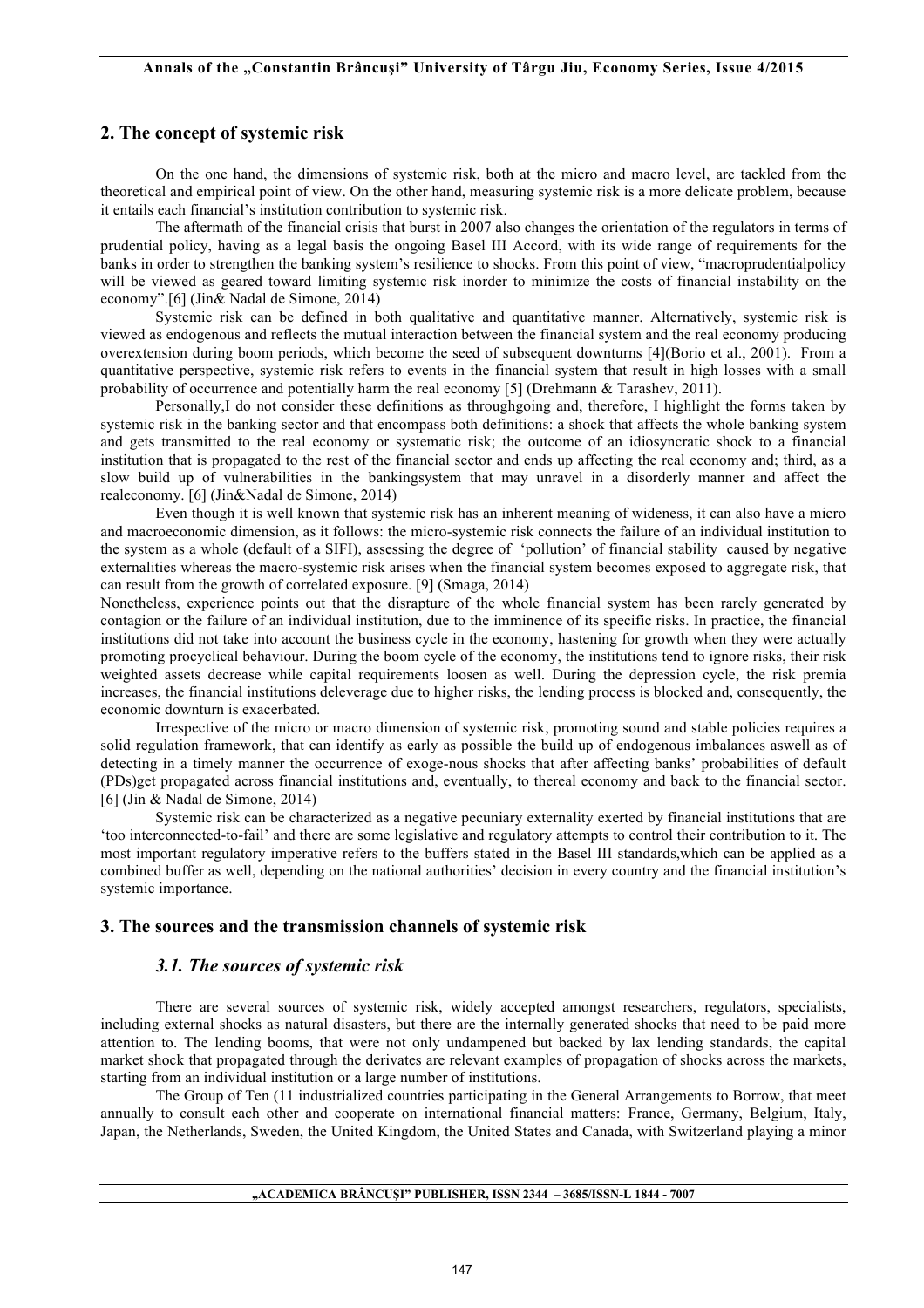## 2. The concept of systemic risk

On the one hand, the dimensions of systemic risk, both at the micro and macro level, are tackled from the theoretical and empirical point of view. On the other hand, measuring systemic risk is a more delicate problem, because it entails each financial's institution contribution to systemic risk.

The aftermath of the financial crisis that burst in 2007 also changes the orientation of the regulators in terms of prudential policy, having as a legal basis the ongoing Basel III Accord, with its wide range of requirements for the banks in order to strengthen the banking system's resilience to shocks. From this point of view, "macroprudentialpolicy will be viewed as geared toward limiting systemic risk inorder to minimize the costs of financial instability on the economy".[6] (Jin& Nadal de Simone, 2014)

Systemic risk can be defined in both qualitative and quantitative manner. Alternatively, systemic risk is viewed as endogenous and reflects the mutual interaction between the financial system and the real economy producing overextension during boom periods, which become the seed of subsequent downturns [4](Borio et al., 2001). From a quantitative perspective, systemic risk refers to events in the financial system that result in high losses with a small probability of occurrence and potentially harm the real economy [5] (Drehmann & Tarashev, 2011).

Personally,I do not consider these definitions as throughgoing and, therefore, I highlight the forms taken by systemic risk in the banking sector and that encompass both definitions: a shock that affects the whole banking system and gets transmitted to the real economy or systematic risk; the outcome of an idiosyncratic shock to a financial institution that is propagated to the rest of the financial sector and ends up affecting the real economy and; third, as a slow build up of vulnerabilities in the bankingsystem that may unravel in a disorderly manner and affect the realeconomy. [6] (Jin&Nadal de Simone, 2014)

Even though it is well known that systemic risk has an inherent meaning of wideness, it can also have a micro and macroeconomic dimension, as it follows: the micro-systemic risk connects the failure of an individual institution to the system as a whole (default of a SIFI), assessing the degree of 'pollution' of financial stability caused by negative externalities whereas the macro-systemic risk arises when the financial system becomes exposed to aggregate risk, that can result from the growth of correlated exposure. [9] (Smaga, 2014)

Nonetheless, experience points out that the disrapture of the whole financial system has been rarely generated by contagion or the failure of an individual institution, due to the imminence of its specific risks. In practice, the financial institutions did not take into account the business cycle in the economy, hastening for growth when they were actually promoting procyclical behaviour. During the boom cycle of the economy, the institutions tend to ignore risks, their risk weighted assets decrease while capital requirements loosen as well. During the depression cycle, the risk premia increases, the financial institutions deleverage due to higher risks, the lending process is blocked and, consequently, the economic downturn is exacerbated.

Irrespective of the micro or macro dimension of systemic risk, promoting sound and stable policies requires a solid regulation framework, that can identify as early as possible the build up of endogenous imbalances aswell as of detecting in a timely manner the occurrence of exoge-nous shocks that after affecting banks' probabilities of default (PDs)get propagated across financial institutions and, eventually, to thereal economy and back to the financial sector. [6] (Jin & Nadal de Simone, 2014)

Systemic risk can be characterized as a negative pecuniary externality exerted by financial institutions that are 'too interconnected-to-fail' and there are some legislative and regulatory attempts to control their contribution to it. The most important regulatory imperative refers to the buffers stated in the Basel III standards,which can be applied as a combined buffer as well, depending on the national authorities' decision in every country and the financial institution's systemic importance.

## 3. The sources and the transmission channels of systemic risk

### *3.1. The sources of systemic risk*

There are several sources of systemic risk, widely accepted amongst researchers, regulators, specialists, including external shocks as natural disasters, but there are the internally generated shocks that need to be paid more attention to. The lending booms, that were not only undampened but backed by lax lending standards, the capital market shock that propagated through the derivates are relevant examples of propagation of shocks across the markets, starting from an individual institution or a large number of institutions.

The Group of Ten (11 industrialized countries participating in the General Arrangements to Borrow, that meet annually to consult each other and cooperate on international financial matters: France, Germany, Belgium, Italy, Japan, the Netherlands, Sweden, the United Kingdom, the United States and Canada, with Switzerland playing a minor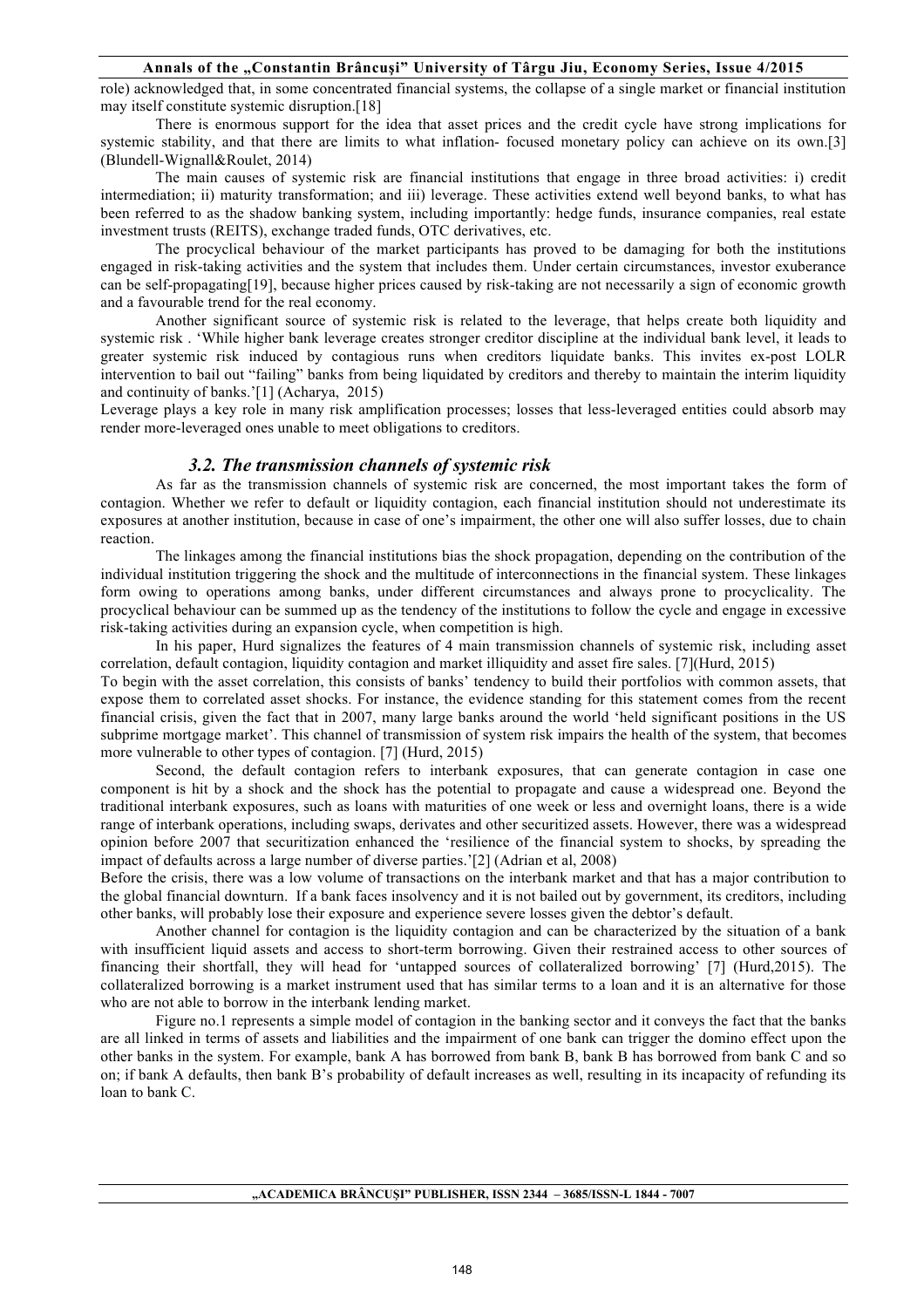role) acknowledged that, in some concentrated financial systems, the collapse of a single market or financial institution may itself constitute systemic disruption.[18]

There is enormous support for the idea that asset prices and the credit cycle have strong implications for systemic stability, and that there are limits to what inflation- focused monetary policy can achieve on its own.[3] (Blundell-Wignall&Roulet, 2014)

The main causes of systemic risk are financial institutions that engage in three broad activities: i) credit intermediation; ii) maturity transformation; and iii) leverage. These activities extend well beyond banks, to what has been referred to as the shadow banking system, including importantly: hedge funds, insurance companies, real estate investment trusts (REITS), exchange traded funds, OTC derivatives, etc.

The procyclical behaviour of the market participants has proved to be damaging for both the institutions engaged in risk-taking activities and the system that includes them. Under certain circumstances, investor exuberance can be self-propagating[19], because higher prices caused by risk-taking are not necessarily a sign of economic growth and a favourable trend for the real economy.

Another significant source of systemic risk is related to the leverage, that helps create both liquidity and systemic risk . 'While higher bank leverage creates stronger creditor discipline at the individual bank level, it leads to greater systemic risk induced by contagious runs when creditors liquidate banks. This invites ex-post LOLR intervention to bail out "failing" banks from being liquidated by creditors and thereby to maintain the interim liquidity and continuity of banks.'[1] (Acharya, 2015)

Leverage plays a key role in many risk amplification processes; losses that less-leveraged entities could absorb may render more-leveraged ones unable to meet obligations to creditors.

### *3.2. The transmission channels of systemic risk*

As far as the transmission channels of systemic risk are concerned, the most important takes the form of contagion. Whether we refer to default or liquidity contagion, each financial institution should not underestimate its exposures at another institution, because in case of one's impairment, the other one will also suffer losses, due to chain reaction.

The linkages among the financial institutions bias the shock propagation, depending on the contribution of the individual institution triggering the shock and the multitude of interconnections in the financial system. These linkages form owing to operations among banks, under different circumstances and always prone to procyclicality. The procyclical behaviour can be summed up as the tendency of the institutions to follow the cycle and engage in excessive risk-taking activities during an expansion cycle, when competition is high.

In his paper, Hurd signalizes the features of 4 main transmission channels of systemic risk, including asset correlation, default contagion, liquidity contagion and market illiquidity and asset fire sales. [7](Hurd, 2015)

To begin with the asset correlation, this consists of banks' tendency to build their portfolios with common assets, that expose them to correlated asset shocks. For instance, the evidence standing for this statement comes from the recent financial crisis, given the fact that in 2007, many large banks around the world 'held significant positions in the US subprime mortgage market'. This channel of transmission of system risk impairs the health of the system, that becomes more vulnerable to other types of contagion. [7] (Hurd, 2015)

Second, the default contagion refers to interbank exposures, that can generate contagion in case one component is hit by a shock and the shock has the potential to propagate and cause a widespread one. Beyond the traditional interbank exposures, such as loans with maturities of one week or less and overnight loans, there is a wide range of interbank operations, including swaps, derivates and other securitized assets. However, there was a widespread opinion before 2007 that securitization enhanced the 'resilience of the financial system to shocks, by spreading the impact of defaults across a large number of diverse parties.'[2] (Adrian et al, 2008)

Before the crisis, there was a low volume of transactions on the interbank market and that has a major contribution to the global financial downturn. If a bank faces insolvency and it is not bailed out by government, its creditors, including other banks, will probably lose their exposure and experience severe losses given the debtor's default.

Another channel for contagion is the liquidity contagion and can be characterized by the situation of a bank with insufficient liquid assets and access to short-term borrowing. Given their restrained access to other sources of financing their shortfall, they will head for 'untapped sources of collateralized borrowing' [7] (Hurd,2015). The collateralized borrowing is a market instrument used that has similar terms to a loan and it is an alternative for those who are not able to borrow in the interbank lending market.

Figure no.1 represents a simple model of contagion in the banking sector and it conveys the fact that the banks are all linked in terms of assets and liabilities and the impairment of one bank can trigger the domino effect upon the other banks in the system. For example, bank A has borrowed from bank B, bank B has borrowed from bank C and so on; if bank A defaults, then bank B's probability of default increases as well, resulting in its incapacity of refunding its loan to bank C.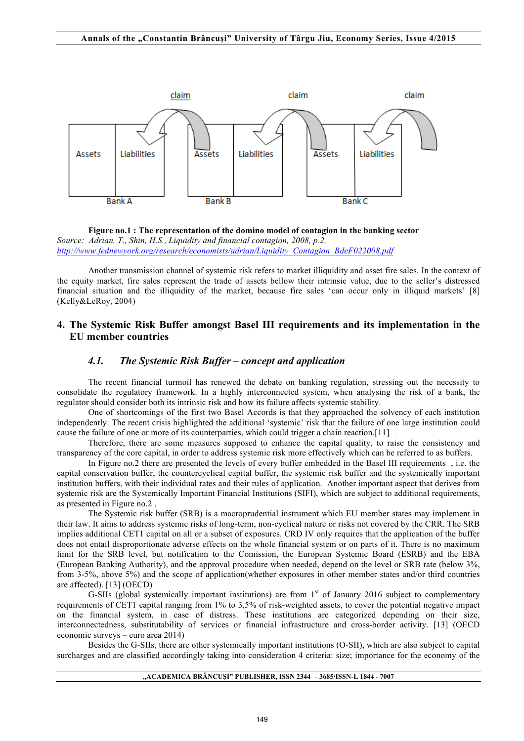**Figure no.1 : The representation of the domino model of contagion in the banking sector**

*Source: Adrian, T., Shin, H.S., Liquidity and financial contagion, 2008, p.2, http://www.fednewyork.org/research/economists/adrian/Liquidity_Contagion_BdeF022008.pdf*

Another transmission channel of systemic risk refers to market illiquidity and asset fire sales. In the context of the equity market, fire sales represent the trade of assets bellow their intrinsic value, due to the seller's distressed financial situation and the illiquidity of the market, because fire sales 'can occur only in illiquid markets' [8] (Kelly&LeRoy, 2004)

## 4. The Systemic Risk Buffer amongst Basel III requirements and its implementation in the EU member countries

### *4.1. The Systemic Risk Buffer – concept and application*

The recent financial turmoil has renewed the debate on banking regulation, stressing out the necessity to consolidate the regulatory framework. In a highly interconnected system, when analysing the risk of a bank, the regulator should consider both its intrinsic risk and how its failure affects systemic stability.

One of shortcomings of the first two Basel Accords is that they approached the solvency of each institution independently. The recent crisis highlighted the additional 'systemic' risk that the failure of one large institution could cause the failure of one or more of its counterparties, which could trigger a chain reaction.[11]

Therefore, there are some measures supposed to enhance the capital quality, to raise the consistency and transparency of the core capital, in order to address systemic risk more effectively which can be referred to as buffers.

In Figure no.2 there are presented the levels of every buffer embedded in the Basel III requirements , i.e. the capital conservation buffer, the countercyclical capital buffer, the systemic risk buffer and the systemically important institution buffers, with their individual rates and their rules of application. Another important aspect that derives from systemic risk are the Systemically Important Financial Institutions (SIFI), which are subject to additional requirements, as presented in Figure no.2 .

The Systemic risk buffer (SRB) is a macroprudential instrument which EU member states may implement in their law. It aims to address systemic risks of long-term, non-cyclical nature or risks not covered by the CRR. The SRB implies additional CET1 capital on all or a subset of exposures. CRD IV only requires that the application of the buffer does not entail disproportionate adverse effects on the whole financial system or on parts of it. There is no maximum limit for the SRB level, but notification to the Comission, the European Systemic Board (ESRB) and the EBA (European Banking Authority), and the approval procedure when needed, depend on the level or SRB rate (below 3%, from 3-5%, above 5%) and the scope of application(whether exposures in other member states and/or third countries are affected). [13] (OECD)

G-SIIs (global systemically important institutions) are from 1st of January 2016 subject to complementary requirements of CET1 capital ranging from 1% to 3,5% of risk-weighted assets, to cover the potential negative impact on the financial system, in case of distress. These institutions are categorized depending on their size, interconnectedness, substitutability of services or financial infrastructure and cross-border activity. [13] (OECD economic surveys – euro area 2014)

Besides the G-SIIs, there are other systemically important institutions (O-SII), which are also subject to capital surcharges and are classified accordingly taking into consideration 4 criteria: size; importance for the economy of the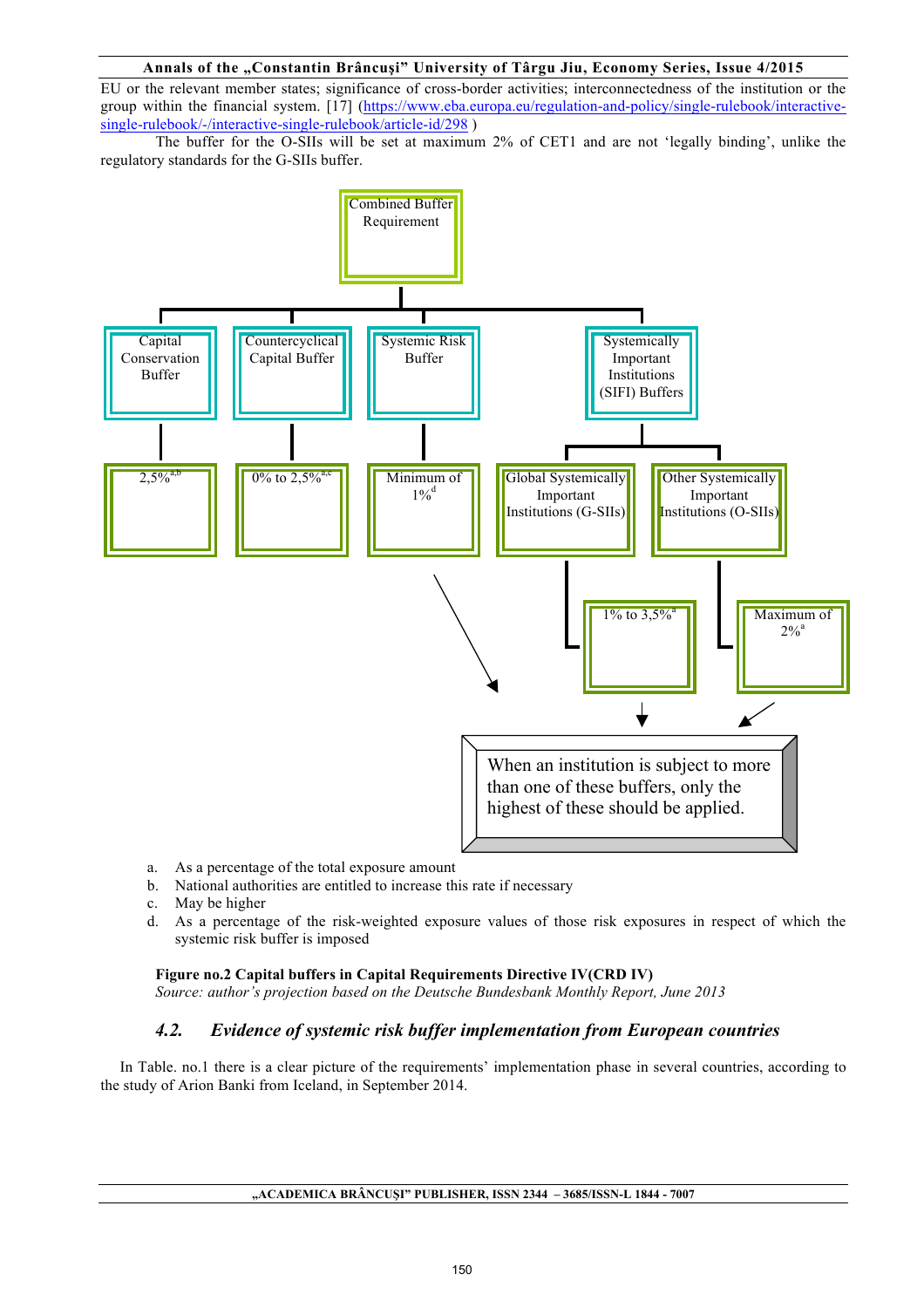EU or the relevant member states; significance of cross-border activities; interconnectedness of the institution or the group within the financial system. [17] (https://www.eba.europa.eu/regulation-and-policy/single-rulebook/interactive-single-rulebook/-/interactive-single-rulebook/article-id/298 )

The buffer for the O-SIIs will be set at maximum 2% of CET1 and are not 'legally binding', unlike the regulatory standards for the G-SIIs buffer.

Combined Buffer Requirement

- Capital Conservation Buffer → 2,5%[a,b]
- Countercyclical Capital Buffer → 0% to 2,5%[a,c]
- Systemic Risk Buffer → Minimum of 1%[d]
- Systemically Important Institutions (SIFI) Buffers
  - Global Systemically Important Institutions (G-SIIs) → 1% to 3,5%[a]
  - Other Systemically Important Institutions (O-SIIs) → Maximum of 2%[a]

When an institution is subject to more than one of these buffers, only the highest of these should be applied.

a. As a percentage of the total exposure amount
b. National authorities are entitled to increase this rate if necessary
c. May be higher
d. As a percentage of the risk-weighted exposure values of those risk exposures in respect of which the systemic risk buffer is imposed

**Figure no.2 Capital buffers in Capital Requirements Directive IV(CRD IV)**
*Source: author's projection based on the Deutsche Bundesbank Monthly Report, June 2013*

### *4.2. Evidence of systemic risk buffer implementation from European countries*

In Table. no.1 there is a clear picture of the requirements' implementation phase in several countries, according to the study of Arion Banki from Iceland, in September 2014.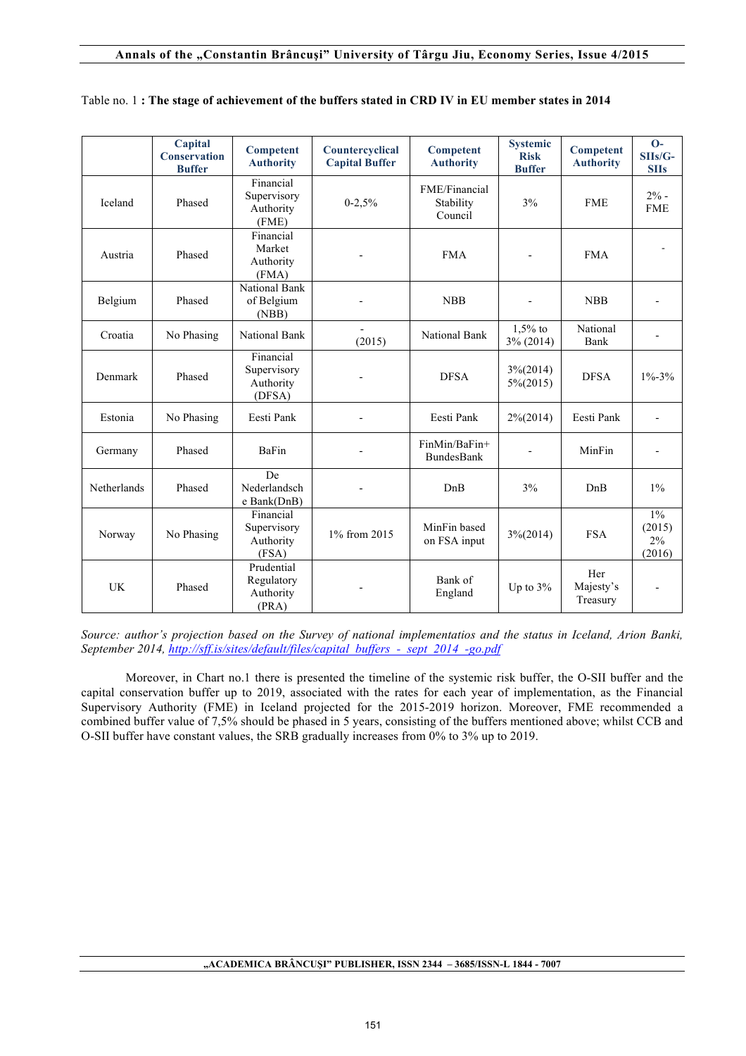Table no. 1 **: The stage of achievement of the buffers stated in CRD IV in EU member states in 2014**

| | Capital Conservation Buffer | Competent Authority | Countercyclical Capital Buffer | Competent Authority | Systemic Risk Buffer | Competent Authority | O-SIIs/G-SIIs |
|---|---|---|---|---|---|---|---|
| Iceland | Phased | Financial Supervisory Authority (FME) | 0-2,5% | FME/Financial Stability Council | 3% | FME | 2% - FME |
| Austria | Phased | Financial Market Authority (FMA) | - | FMA | - | FMA | - |
| Belgium | Phased | National Bank of Belgium (NBB) | - | NBB | - | NBB | - |
| Croatia | No Phasing | National Bank | - (2015) | National Bank | 1,5% to 3% (2014) | National Bank | - |
| Denmark | Phased | Financial Supervisory Authority (DFSA) | - | DFSA | 3%(2014) 5%(2015) | DFSA | 1%-3% |
| Estonia | No Phasing | Eesti Pank | - | Eesti Pank | 2%(2014) | Eesti Pank | - |
| Germany | Phased | BaFin | - | FinMin/BaFin+ BundesBank | - | MinFin | - |
| Netherlands | Phased | De Nederlandsche Bank(DnB) | - | DnB | 3% | DnB | 1% |
| Norway | No Phasing | Financial Supervisory Authority (FSA) | 1% from 2015 | MinFin based on FSA input | 3%(2014) | FSA | 1% (2015) 2% (2016) |
| UK | Phased | Prudential Regulatory Authority (PRA) | - | Bank of England | Up to 3% | Her Majesty's Treasury | - |

*Source: author's projection based on the Survey of national implementatios and the status in Iceland, Arion Banki, September 2014, http://sff.is/sites/default/files/capital_buffers_-_sept_2014_-go.pdf*

Moreover, in Chart no.1 there is presented the timeline of the systemic risk buffer, the O-SII buffer and the capital conservation buffer up to 2019, associated with the rates for each year of implementation, as the Financial Supervisory Authority (FME) in Iceland projected for the 2015-2019 horizon. Moreover, FME recommended a combined buffer value of 7,5% should be phased in 5 years, consisting of the buffers mentioned above; whilst CCB and O-SII buffer have constant values, the SRB gradually increases from 0% to 3% up to 2019.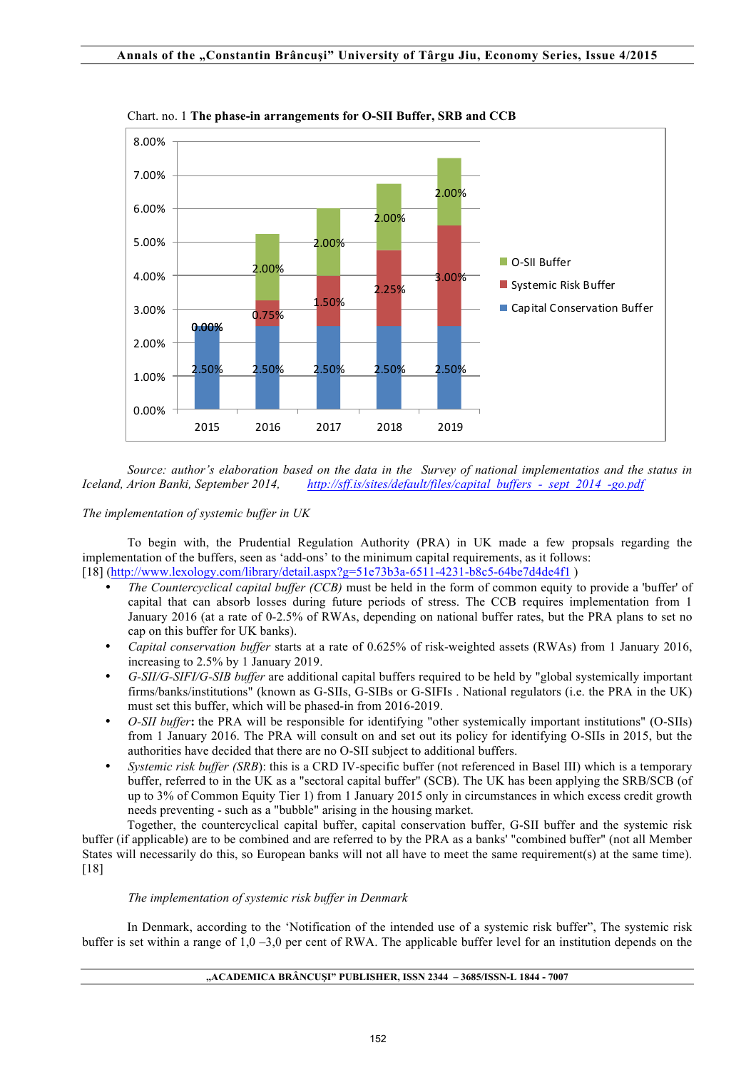Chart. no. 1 **The phase-in arrangements for O-SII Buffer, SRB and CCB**

| Year | Capital Conservation Buffer | Systemic Risk Buffer | O-SII Buffer |
|---|---|---|---|
| 2015 | 2.50% | 0.00% | |
| 2016 | 2.50% | 0.75% | 2.00% |
| 2017 | 2.50% | 1.50% | 2.00% |
| 2018 | 2.50% | 2.25% | 2.00% |
| 2019 | 2.50% | 3.00% | 2.00% |

*Source: author's elaboration based on the data in the Survey of national implementatios and the status in Iceland, Arion Banki, September 2014,* *http://sff.is/sites/default/files/capital_buffers_-_sept_2014_-go.pdf*

*The implementation of systemic buffer in UK*

To begin with, the Prudential Regulation Authority (PRA) in UK made a few propsals regarding the implementation of the buffers, seen as 'add-ons' to the minimum capital requirements, as it follows: [18] (http://www.lexology.com/library/detail.aspx?g=51e73b3a-6511-4231-b8c5-64be7d4de4f1 )

- *The Countercyclical capital buffer (CCB)* must be held in the form of common equity to provide a 'buffer' of capital that can absorb losses during future periods of stress. The CCB requires implementation from 1 January 2016 (at a rate of 0-2.5% of RWAs, depending on national buffer rates, but the PRA plans to set no cap on this buffer for UK banks).
- *Capital conservation buffer* starts at a rate of 0.625% of risk-weighted assets (RWAs) from 1 January 2016, increasing to 2.5% by 1 January 2019.
- *G-SII/G-SIFI/G-SIB buffer* are additional capital buffers required to be held by "global systemically important firms/banks/institutions" (known as G-SIIs, G-SIBs or G-SIFIs . National regulators (i.e. the PRA in the UK) must set this buffer, which will be phased-in from 2016-2019.
- *O-SII buffer***:** the PRA will be responsible for identifying "other systemically important institutions" (O-SIIs) from 1 January 2016. The PRA will consult on and set out its policy for identifying O-SIIs in 2015, but the authorities have decided that there are no O-SII subject to additional buffers.
- *Systemic risk buffer (SRB)*: this is a CRD IV-specific buffer (not referenced in Basel III) which is a temporary buffer, referred to in the UK as a "sectoral capital buffer" (SCB). The UK has been applying the SRB/SCB (of up to 3% of Common Equity Tier 1) from 1 January 2015 only in circumstances in which excess credit growth needs preventing - such as a "bubble" arising in the housing market.

Together, the countercyclical capital buffer, capital conservation buffer, G-SII buffer and the systemic risk buffer (if applicable) are to be combined and are referred to by the PRA as a banks' "combined buffer" (not all Member States will necessarily do this, so European banks will not all have to meet the same requirement(s) at the same time). [18]

*The implementation of systemic risk buffer in Denmark*

In Denmark, according to the 'Notification of the intended use of a systemic risk buffer", The systemic risk buffer is set within a range of 1,0 –3,0 per cent of RWA. The applicable buffer level for an institution depends on the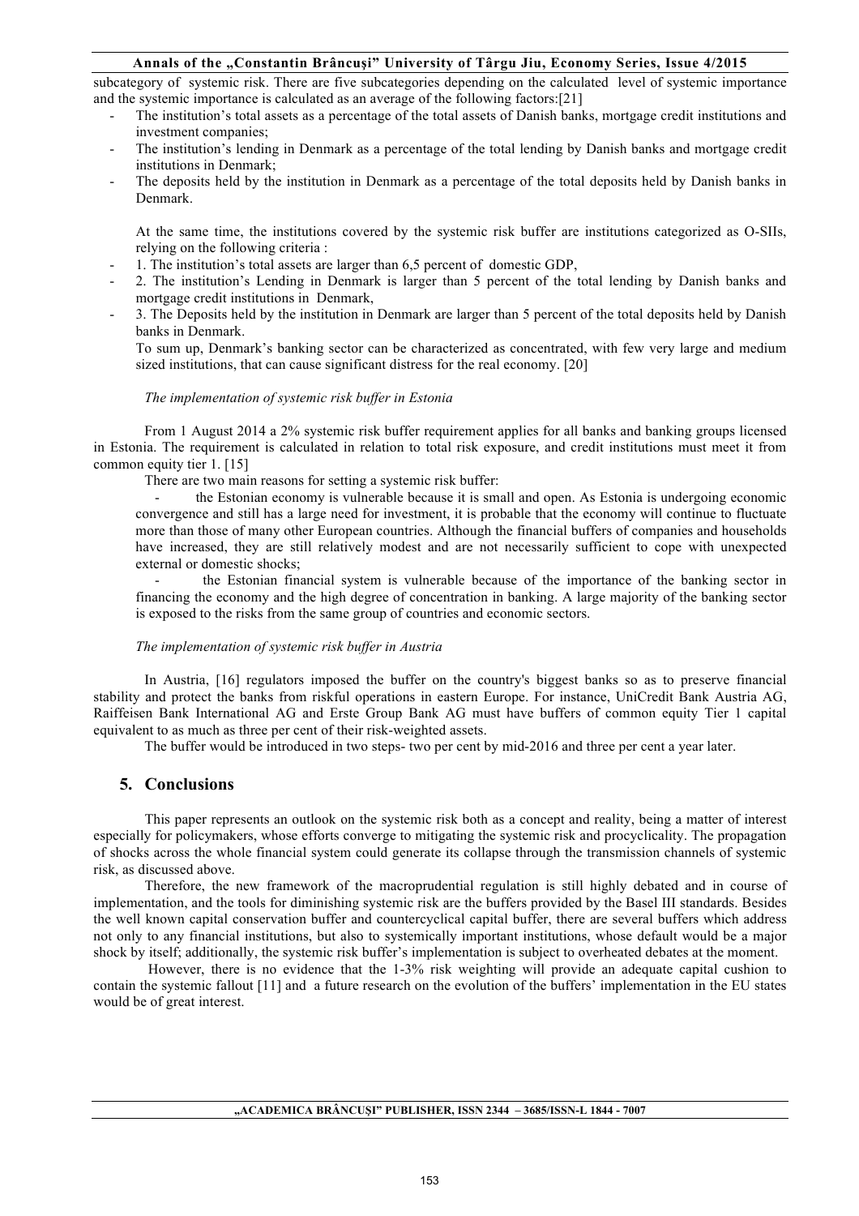subcategory of systemic risk. There are five subcategories depending on the calculated level of systemic importance and the systemic importance is calculated as an average of the following factors:[21]

- The institution's total assets as a percentage of the total assets of Danish banks, mortgage credit institutions and investment companies;
- The institution's lending in Denmark as a percentage of the total lending by Danish banks and mortgage credit institutions in Denmark;
- The deposits held by the institution in Denmark as a percentage of the total deposits held by Danish banks in Denmark.

At the same time, the institutions covered by the systemic risk buffer are institutions categorized as O-SIIs, relying on the following criteria :

- 1. The institution's total assets are larger than 6,5 percent of domestic GDP,
- 2. The institution's Lending in Denmark is larger than 5 percent of the total lending by Danish banks and mortgage credit institutions in Denmark,
- 3. The Deposits held by the institution in Denmark are larger than 5 percent of the total deposits held by Danish banks in Denmark.

To sum up, Denmark's banking sector can be characterized as concentrated, with few very large and medium sized institutions, that can cause significant distress for the real economy. [20]

*The implementation of systemic risk buffer in Estonia*

From 1 August 2014 a 2% systemic risk buffer requirement applies for all banks and banking groups licensed in Estonia. The requirement is calculated in relation to total risk exposure, and credit institutions must meet it from common equity tier 1. [15]

There are two main reasons for setting a systemic risk buffer:

- the Estonian economy is vulnerable because it is small and open. As Estonia is undergoing economic convergence and still has a large need for investment, it is probable that the economy will continue to fluctuate more than those of many other European countries. Although the financial buffers of companies and households have increased, they are still relatively modest and are not necessarily sufficient to cope with unexpected external or domestic shocks;
- the Estonian financial system is vulnerable because of the importance of the banking sector in financing the economy and the high degree of concentration in banking. A large majority of the banking sector is exposed to the risks from the same group of countries and economic sectors.

*The implementation of systemic risk buffer in Austria*

In Austria, [16] regulators imposed the buffer on the country's biggest banks so as to preserve financial stability and protect the banks from riskful operations in eastern Europe. For instance, UniCredit Bank Austria AG, Raiffeisen Bank International AG and Erste Group Bank AG must have buffers of common equity Tier 1 capital equivalent to as much as three per cent of their risk-weighted assets.

The buffer would be introduced in two steps- two per cent by mid-2016 and three per cent a year later.

## 5. Conclusions

This paper represents an outlook on the systemic risk both as a concept and reality, being a matter of interest especially for policymakers, whose efforts converge to mitigating the systemic risk and procyclicality. The propagation of shocks across the whole financial system could generate its collapse through the transmission channels of systemic risk, as discussed above.

Therefore, the new framework of the macroprudential regulation is still highly debated and in course of implementation, and the tools for diminishing systemic risk are the buffers provided by the Basel III standards. Besides the well known capital conservation buffer and countercyclical capital buffer, there are several buffers which address not only to any financial institutions, but also to systemically important institutions, whose default would be a major shock by itself; additionally, the systemic risk buffer's implementation is subject to overheated debates at the moment.

However, there is no evidence that the 1-3% risk weighting will provide an adequate capital cushion to contain the systemic fallout [11] and a future research on the evolution of the buffers' implementation in the EU states would be of great interest.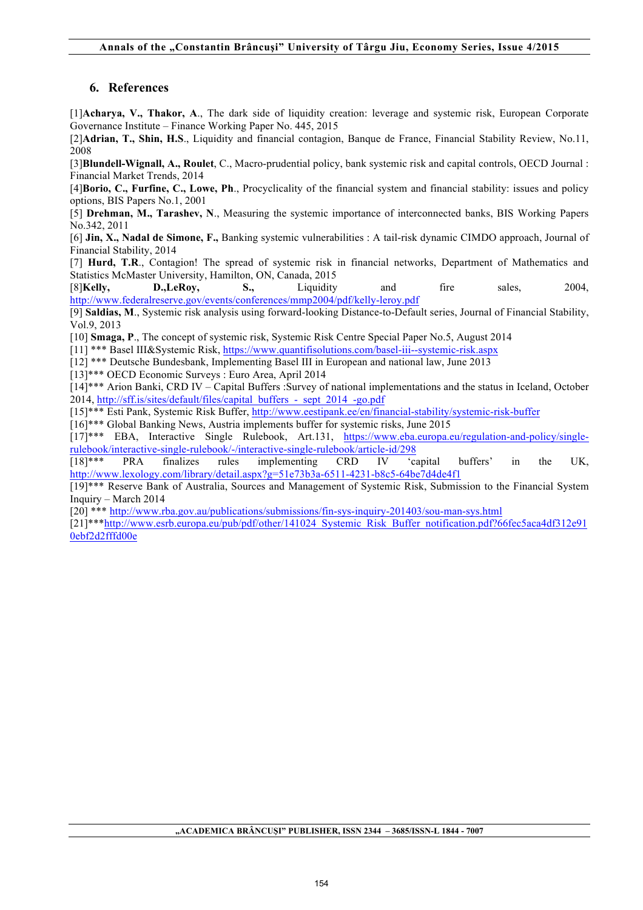## 6. References

[1]**Acharya, V., Thakor, A**., The dark side of liquidity creation: leverage and systemic risk, European Corporate Governance Institute – Finance Working Paper No. 445, 2015

[2]**Adrian, T., Shin, H.S**., Liquidity and financial contagion, Banque de France, Financial Stability Review, No.11, 2008

[3]**Blundell-Wignall, A., Roulet**, C., Macro-prudential policy, bank systemic risk and capital controls, OECD Journal : Financial Market Trends, 2014

[4]**Borio, C., Furfine, C., Lowe, Ph**., Procyclicality of the financial system and financial stability: issues and policy options, BIS Papers No.1, 2001

[5] **Drehman, M., Tarashev, N**., Measuring the systemic importance of interconnected banks, BIS Working Papers No.342, 2011

[6] **Jin, X., Nadal de Simone, F.,** Banking systemic vulnerabilities : A tail-risk dynamic CIMDO approach, Journal of Financial Stability, 2014

[7] **Hurd, T.R**., Contagion! The spread of systemic risk in financial networks, Department of Mathematics and Statistics McMaster University, Hamilton, ON, Canada, 2015

[8]**Kelly, D.,LeRoy, S.,** Liquidity and fire sales, 2004, http://www.federalreserve.gov/events/conferences/mmp2004/pdf/kelly-leroy.pdf

[9] **Saldias, M**., Systemic risk analysis using forward-looking Distance-to-Default series, Journal of Financial Stability, Vol.9, 2013

[10] **Smaga, P**., The concept of systemic risk, Systemic Risk Centre Special Paper No.5, August 2014

[11] *** Basel III&Systemic Risk, https://www.quantifisolutions.com/basel-iii--systemic-risk.aspx

[12] *** Deutsche Bundesbank, Implementing Basel III in European and national law, June 2013

[13]*** OECD Economic Surveys : Euro Area, April 2014

[14]*** Arion Banki, CRD IV – Capital Buffers :Survey of national implementations and the status in Iceland, October 2014, http://sff.is/sites/default/files/capital_buffers_-_sept_2014_-go.pdf

[15]*** Esti Pank, Systemic Risk Buffer, http://www.eestipank.ee/en/financial-stability/systemic-risk-buffer

[16]*** Global Banking News, Austria implements buffer for systemic risks, June 2015

[17]*** EBA, Interactive Single Rulebook, Art.131, https://www.eba.europa.eu/regulation-and-policy/single-rulebook/interactive-single-rulebook/-/interactive-single-rulebook/article-id/298

[18]*** PRA finalizes rules implementing CRD IV 'capital buffers' in the UK, http://www.lexology.com/library/detail.aspx?g=51e73b3a-6511-4231-b8c5-64be7d4de4f1

[19]*** Reserve Bank of Australia, Sources and Management of Systemic Risk, Submission to the Financial System Inquiry – March 2014

[20] *** http://www.rba.gov.au/publications/submissions/fin-sys-inquiry-201403/sou-man-sys.html

[21]***http://www.esrb.europa.eu/pub/pdf/other/141024_Systemic_Risk_Buffer_notification.pdf?66fec5aca4df312e910ebf2d2fffd00e